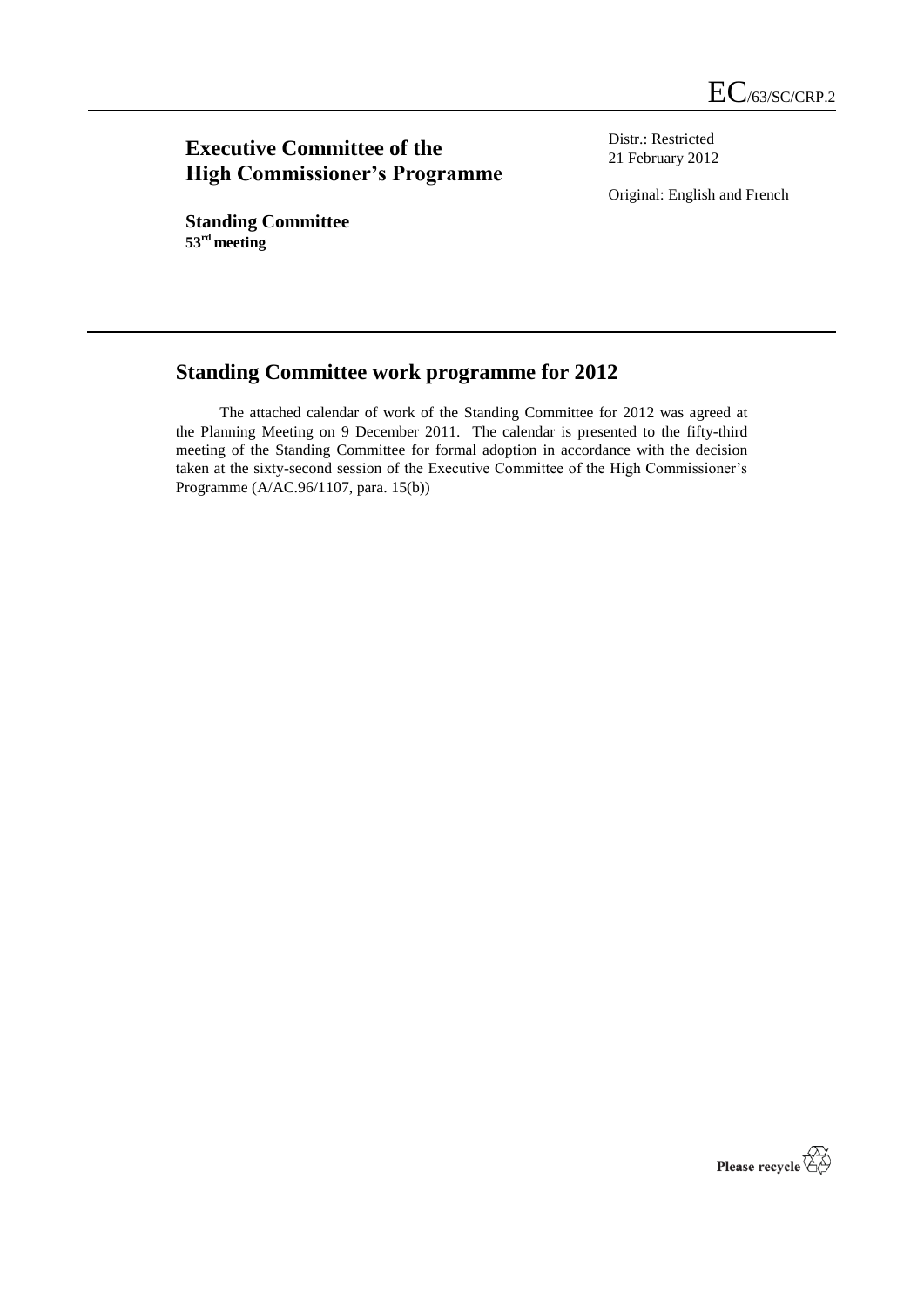EC/63/SC/CRP.2

# Executive Committee of the High Commissioner's Programme

Distr.: Restricted
21 February 2012

Original: English and French

**Standing Committee**
**53[rd] meeting**

## Standing Committee work programme for 2012

The attached calendar of work of the Standing Committee for 2012 was agreed at the Planning Meeting on 9 December 2011. The calendar is presented to the fifty-third meeting of the Standing Committee for formal adoption in accordance with the decision taken at the sixty-second session of the Executive Committee of the High Commissioner's Programme (A/AC.96/1107, para. 15(b))

Please recycle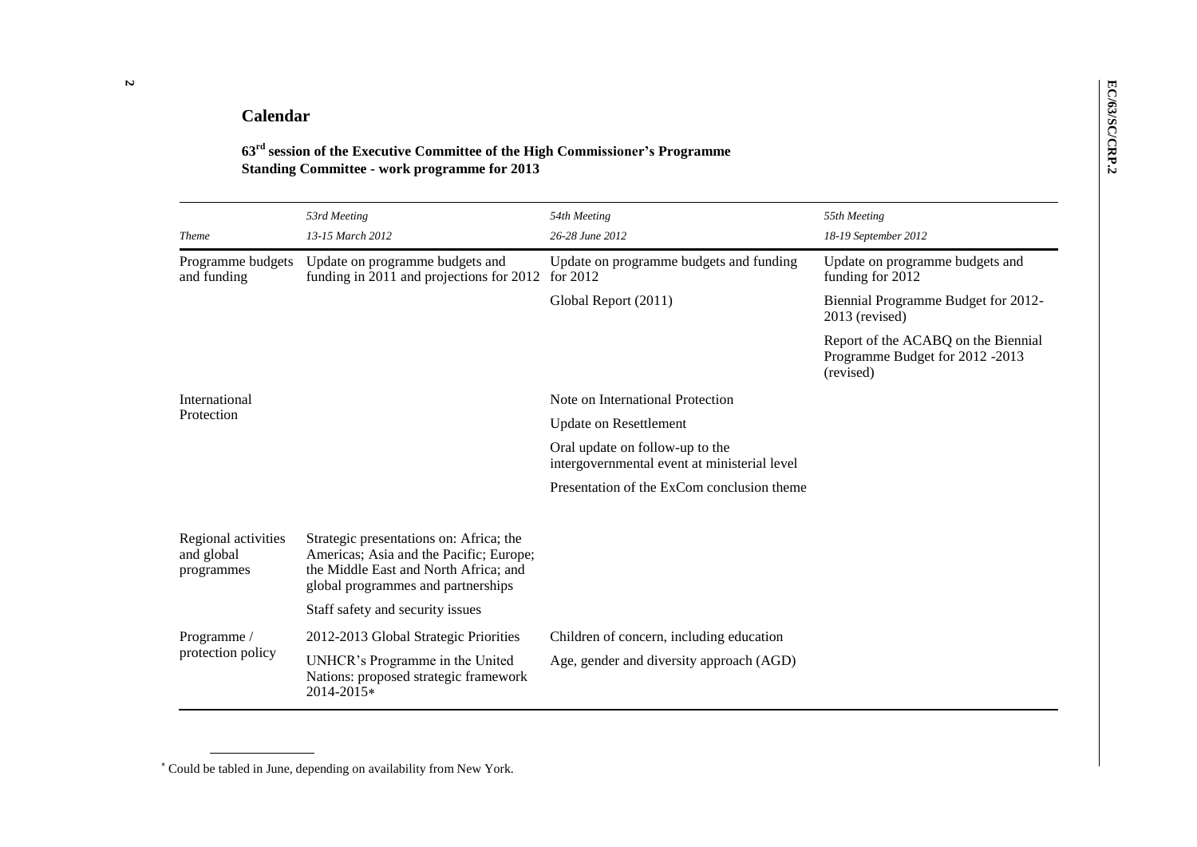## Calendar

**63rd session of the Executive Committee of the High Commissioner's Programme**
**Standing Committee - work programme for 2013**

| *Theme* | *53rd Meeting*<br>*13-15 March 2012* | *54th Meeting*<br>*26-28 June 2012* | *55th Meeting*<br>*18-19 September 2012* |
|---|---|---|---|
| Programme budgets and funding | Update on programme budgets and funding in 2011 and projections for 2012 | Update on programme budgets and funding for 2012 | Update on programme budgets and funding for 2012 |
| | | Global Report (2011) | Biennial Programme Budget for 2012-2013 (revised) |
| | | | Report of the ACABQ on the Biennial Programme Budget for 2012 -2013 (revised) |
| International Protection | | Note on International Protection | |
| | | Update on Resettlement | |
| | | Oral update on follow-up to the intergovernmental event at ministerial level | |
| | | Presentation of the ExCom conclusion theme | |
| Regional activities and global programmes | Strategic presentations on: Africa; the Americas; Asia and the Pacific; Europe; the Middle East and North Africa; and global programmes and partnerships | | |
| | Staff safety and security issues | | |
| Programme / protection policy | 2012-2013 Global Strategic Priorities | Children of concern, including education | |
| | UNHCR's Programme in the United Nations: proposed strategic framework 2014-2015* | Age, gender and diversity approach (AGD) | |

* Could be tabled in June, depending on availability from New York.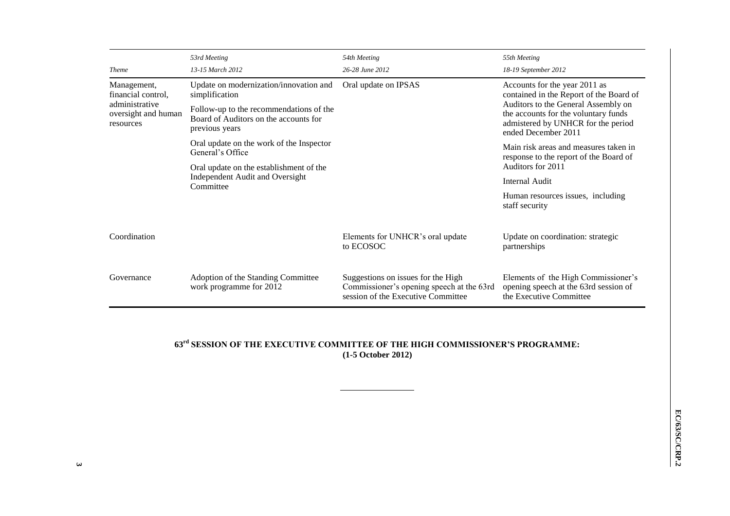| *Theme* | *53rd Meeting 13-15 March 2012* | *54th Meeting 26-28 June 2012* | *55th Meeting 18-19 September 2012* |
|---|---|---|---|
| Management, financial control, administrative oversight and human resources | Update on modernization/innovation and simplification<br><br>Follow-up to the recommendations of the Board of Auditors on the accounts for previous years<br><br>Oral update on the work of the Inspector General's Office<br><br>Oral update on the establishment of the Independent Audit and Oversight Committee | Oral update on IPSAS | Accounts for the year 2011 as contained in the Report of the Board of Auditors to the General Assembly on the accounts for the voluntary funds admistered by UNHCR for the period ended December 2011<br><br>Main risk areas and measures taken in response to the report of the Board of Auditors for 2011<br><br>Internal Audit<br><br>Human resources issues, including staff security |
| Coordination | | Elements for UNHCR's oral update to ECOSOC | Update on coordination: strategic partnerships |
| Governance | Adoption of the Standing Committee work programme for 2012 | Suggestions on issues for the High Commissioner's opening speech at the 63rd session of the Executive Committee | Elements of the High Commissioner's opening speech at the 63rd session of the Executive Committee |

**63rd SESSION OF THE EXECUTIVE COMMITTEE OF THE HIGH COMMISSIONER'S PROGRAMME:**
**(1-5 October 2012)**